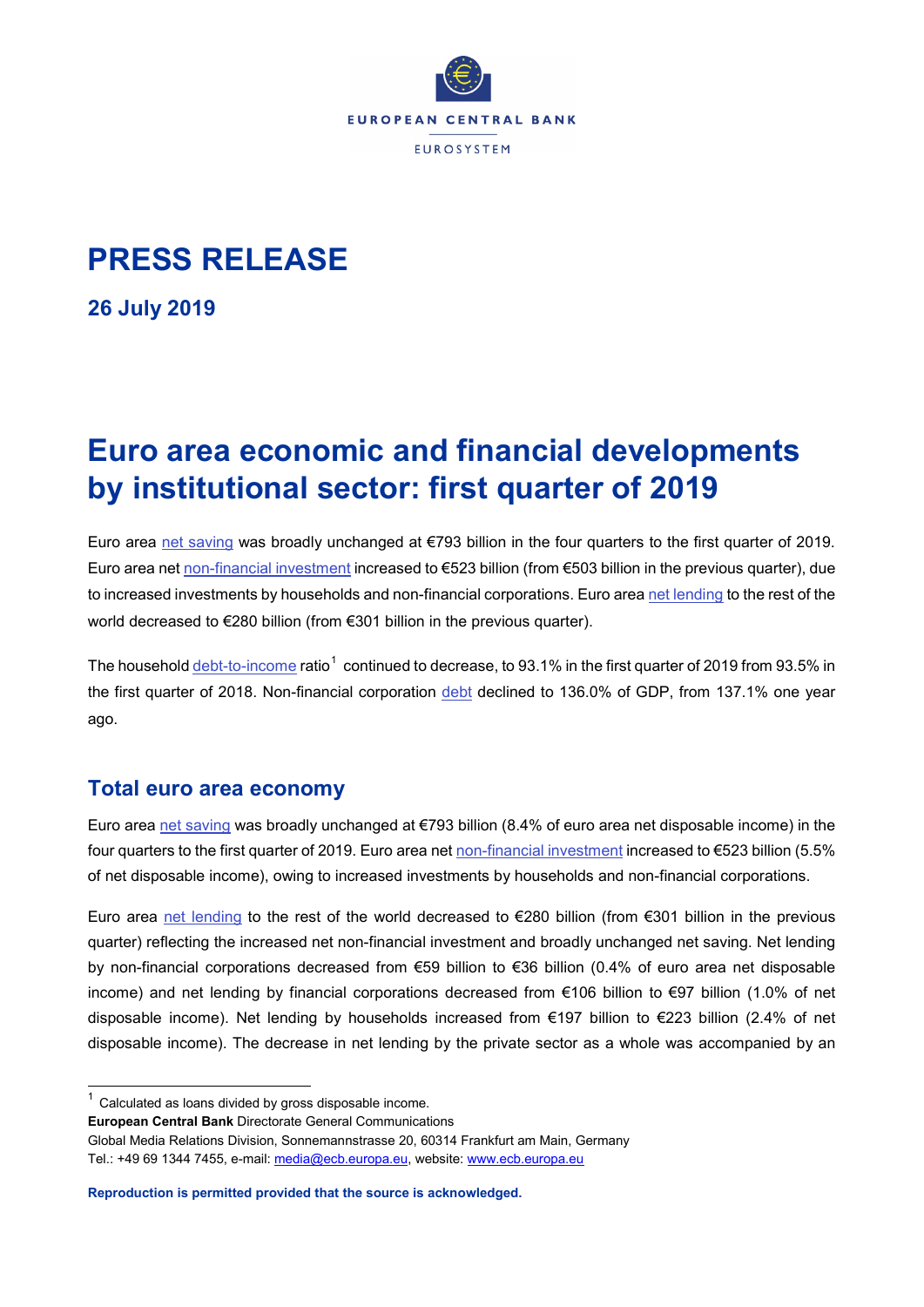# PRESS RELEASE

## 26 July 2019

# Euro area economic and financial developments by institutional sector: first quarter of 2019

Euro area net saving was broadly unchanged at €793 billion in the four quarters to the first quarter of 2019. Euro area net non-financial investment increased to €523 billion (from €503 billion in the previous quarter), due to increased investments by households and non-financial corporations. Euro area net lending to the rest of the world decreased to €280 billion (from €301 billion in the previous quarter).

The household debt-to-income ratio[1] continued to decrease, to 93.1% in the first quarter of 2019 from 93.5% in the first quarter of 2018. Non-financial corporation debt declined to 136.0% of GDP, from 137.1% one year ago.

## Total euro area economy

Euro area net saving was broadly unchanged at €793 billion (8.4% of euro area net disposable income) in the four quarters to the first quarter of 2019. Euro area net non-financial investment increased to €523 billion (5.5% of net disposable income), owing to increased investments by households and non-financial corporations.

Euro area net lending to the rest of the world decreased to €280 billion (from €301 billion in the previous quarter) reflecting the increased net non-financial investment and broadly unchanged net saving. Net lending by non-financial corporations decreased from €59 billion to €36 billion (0.4% of euro area net disposable income) and net lending by financial corporations decreased from €106 billion to €97 billion (1.0% of net disposable income). Net lending by households increased from €197 billion to €223 billion (2.4% of net disposable income). The decrease in net lending by the private sector as a whole was accompanied by an

[1] Calculated as loans divided by gross disposable income.

**European Central Bank** Directorate General Communications
Global Media Relations Division, Sonnemannstrasse 20, 60314 Frankfurt am Main, Germany
Tel.: +49 69 1344 7455, e-mail: media@ecb.europa.eu, website: www.ecb.europa.eu

**Reproduction is permitted provided that the source is acknowledged.**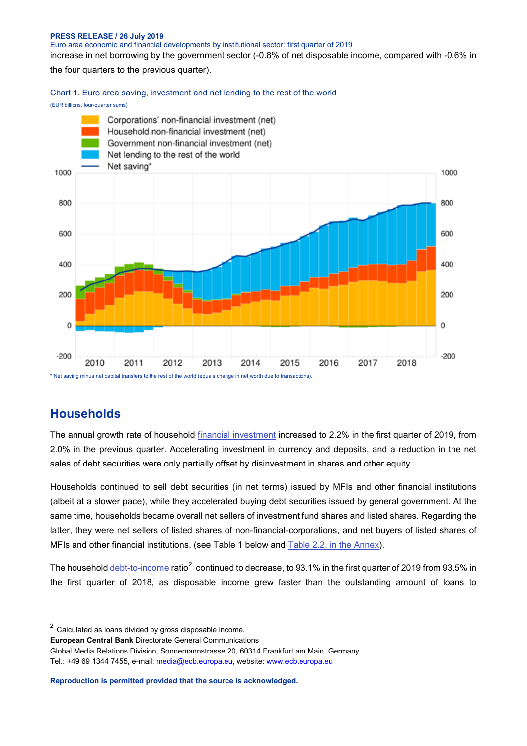increase in net borrowing by the government sector (-0.8% of net disposable income, compared with -0.6% in the four quarters to the previous quarter).

Chart 1. Euro area saving, investment and net lending to the rest of the world

(EUR billions, four-quarter sums)

\* Net saving minus net capital transfers to the rest of the world (equals change in net worth due to transactions).

## Households

The annual growth rate of household financial investment increased to 2.2% in the first quarter of 2019, from 2.0% in the previous quarter. Accelerating investment in currency and deposits, and a reduction in the net sales of debt securities were only partially offset by disinvestment in shares and other equity.

Households continued to sell debt securities (in net terms) issued by MFIs and other financial institutions (albeit at a slower pace), while they accelerated buying debt securities issued by general government. At the same time, households became overall net sellers of investment fund shares and listed shares. Regarding the latter, they were net sellers of listed shares of non-financial-corporations, and net buyers of listed shares of MFIs and other financial institutions. (see Table 1 below and Table 2.2. in the Annex).

The household debt-to-income ratio[2] continued to decrease, to 93.1% in the first quarter of 2019 from 93.5% in the first quarter of 2018, as disposable income grew faster than the outstanding amount of loans to

---

[2] Calculated as loans divided by gross disposable income.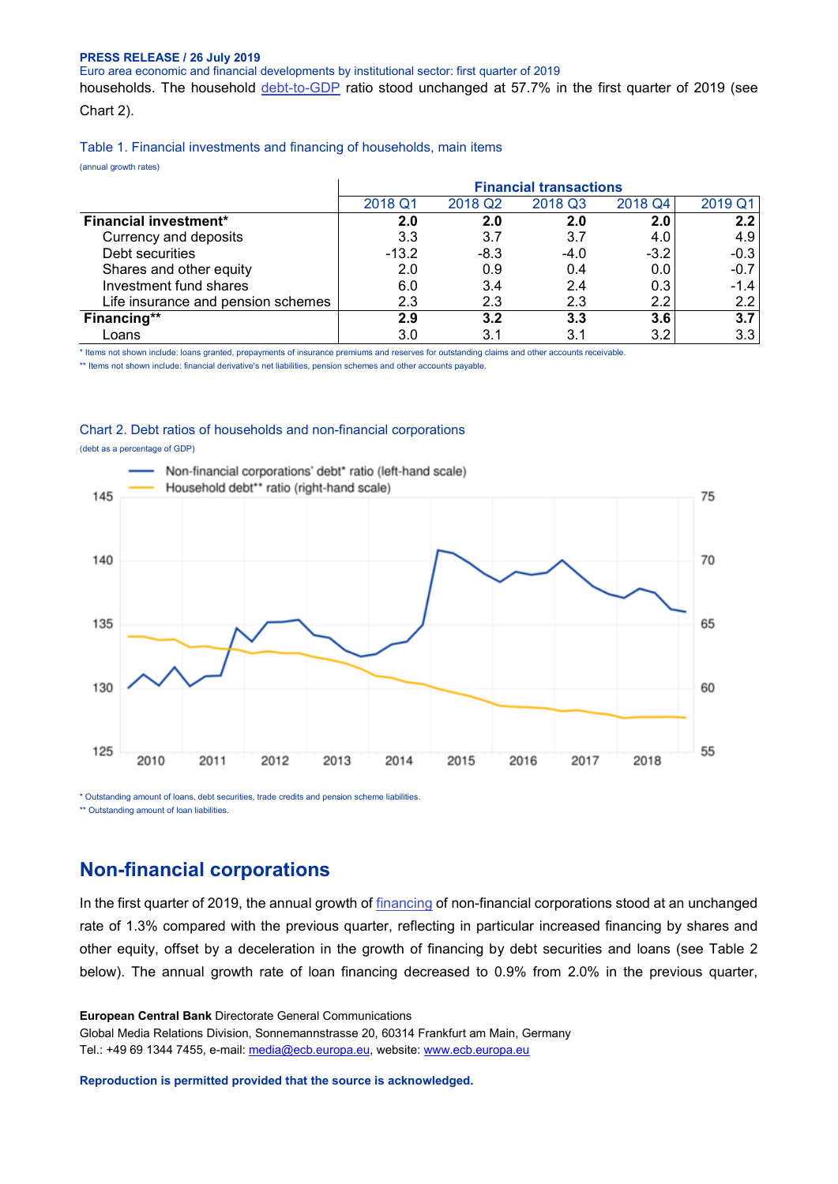households. The household debt-to-GDP ratio stood unchanged at 57.7% in the first quarter of 2019 (see Chart 2).

Table 1. Financial investments and financing of households, main items

(annual growth rates)

| | Financial transactions | | | | |
|---|---|---|---|---|---|
| | 2018 Q1 | 2018 Q2 | 2018 Q3 | 2018 Q4 | 2019 Q1 |
| **Financial investment*** | **2.0** | **2.0** | **2.0** | **2.0** | **2.2** |
| Currency and deposits | 3.3 | 3.7 | 3.7 | 4.0 | 4.9 |
| Debt securities | -13.2 | -8.3 | -4.0 | -3.2 | -0.3 |
| Shares and other equity | 2.0 | 0.9 | 0.4 | 0.0 | -0.7 |
| Investment fund shares | 6.0 | 3.4 | 2.4 | 0.3 | -1.4 |
| Life insurance and pension schemes | 2.3 | 2.3 | 2.3 | 2.2 | 2.2 |
| **Financing**** | **2.9** | **3.2** | **3.3** | **3.6** | **3.7** |
| Loans | 3.0 | 3.1 | 3.1 | 3.2 | 3.3 |

\* Items not shown include: loans granted, prepayments of insurance premiums and reserves for outstanding claims and other accounts receivable.

** Items not shown include: financial derivative's net liabilities, pension schemes and other accounts payable.

Chart 2. Debt ratios of households and non-financial corporations

(debt as a percentage of GDP)

\* Outstanding amount of loans, debt securities, trade credits and pension scheme liabilities.

** Outstanding amount of loan liabilities.

## Non-financial corporations

In the first quarter of 2019, the annual growth of financing of non-financial corporations stood at an unchanged rate of 1.3% compared with the previous quarter, reflecting in particular increased financing by shares and other equity, offset by a deceleration in the growth of financing by debt securities and loans (see Table 2 below). The annual growth rate of loan financing decreased to 0.9% from 2.0% in the previous quarter,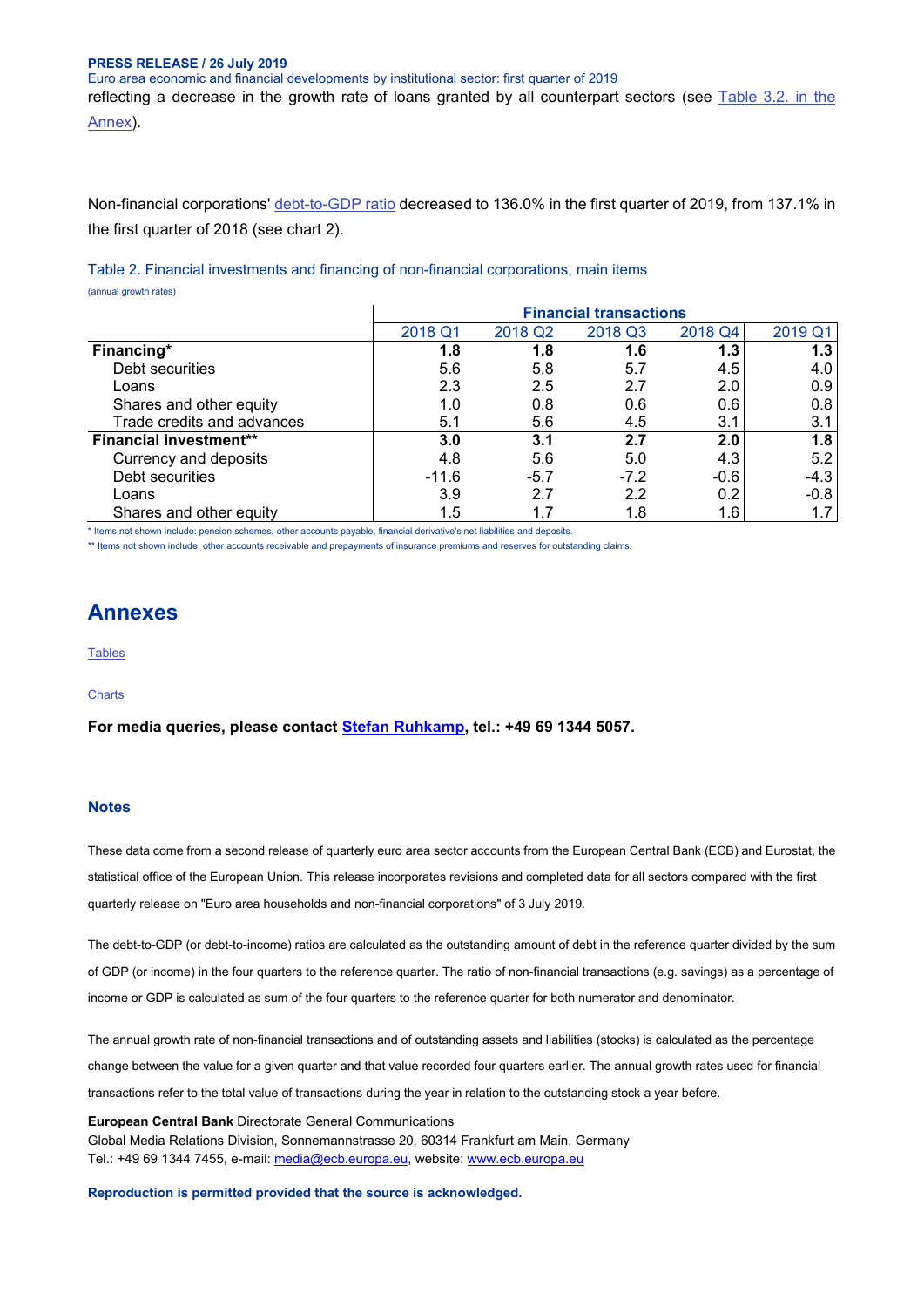reflecting a decrease in the growth rate of loans granted by all counterpart sectors (see Table 3.2. in the Annex).

Non-financial corporations' debt-to-GDP ratio decreased to 136.0% in the first quarter of 2019, from 137.1% in the first quarter of 2018 (see chart 2).

Table 2. Financial investments and financing of non-financial corporations, main items

(annual growth rates)

| | Financial transactions | | | | |
|---|---|---|---|---|---|
| | 2018 Q1 | 2018 Q2 | 2018 Q3 | 2018 Q4 | 2019 Q1 |
| **Financing*** | **1.8** | **1.8** | **1.6** | **1.3** | **1.3** |
| Debt securities | 5.6 | 5.8 | 5.7 | 4.5 | 4.0 |
| Loans | 2.3 | 2.5 | 2.7 | 2.0 | 0.9 |
| Shares and other equity | 1.0 | 0.8 | 0.6 | 0.6 | 0.8 |
| Trade credits and advances | 5.1 | 5.6 | 4.5 | 3.1 | 3.1 |
| **Financial investment**** | **3.0** | **3.1** | **2.7** | **2.0** | **1.8** |
| Currency and deposits | 4.8 | 5.6 | 5.0 | 4.3 | 5.2 |
| Debt securities | -11.6 | -5.7 | -7.2 | -0.6 | -4.3 |
| Loans | 3.9 | 2.7 | 2.2 | 0.2 | -0.8 |
| Shares and other equity | 1.5 | 1.7 | 1.8 | 1.6 | 1.7 |

* Items not shown include: pension schemes, other accounts payable, financial derivative's net liabilities and deposits.

** Items not shown include: other accounts receivable and prepayments of insurance premiums and reserves for outstanding claims.

## Annexes

Tables

Charts

**For media queries, please contact Stefan Ruhkamp, tel.: +49 69 1344 5057.**

### Notes

These data come from a second release of quarterly euro area sector accounts from the European Central Bank (ECB) and Eurostat, the statistical office of the European Union. This release incorporates revisions and completed data for all sectors compared with the first quarterly release on "Euro area households and non-financial corporations" of 3 July 2019.

The debt-to-GDP (or debt-to-income) ratios are calculated as the outstanding amount of debt in the reference quarter divided by the sum of GDP (or income) in the four quarters to the reference quarter. The ratio of non-financial transactions (e.g. savings) as a percentage of income or GDP is calculated as sum of the four quarters to the reference quarter for both numerator and denominator.

The annual growth rate of non-financial transactions and of outstanding assets and liabilities (stocks) is calculated as the percentage change between the value for a given quarter and that value recorded four quarters earlier. The annual growth rates used for financial transactions refer to the total value of transactions during the year in relation to the outstanding stock a year before.

**European Central Bank** Directorate General Communications
Global Media Relations Division, Sonnemannstrasse 20, 60314 Frankfurt am Main, Germany
Tel.: +49 69 1344 7455, e-mail: media@ecb.europa.eu, website: www.ecb.europa.eu

**Reproduction is permitted provided that the source is acknowledged.**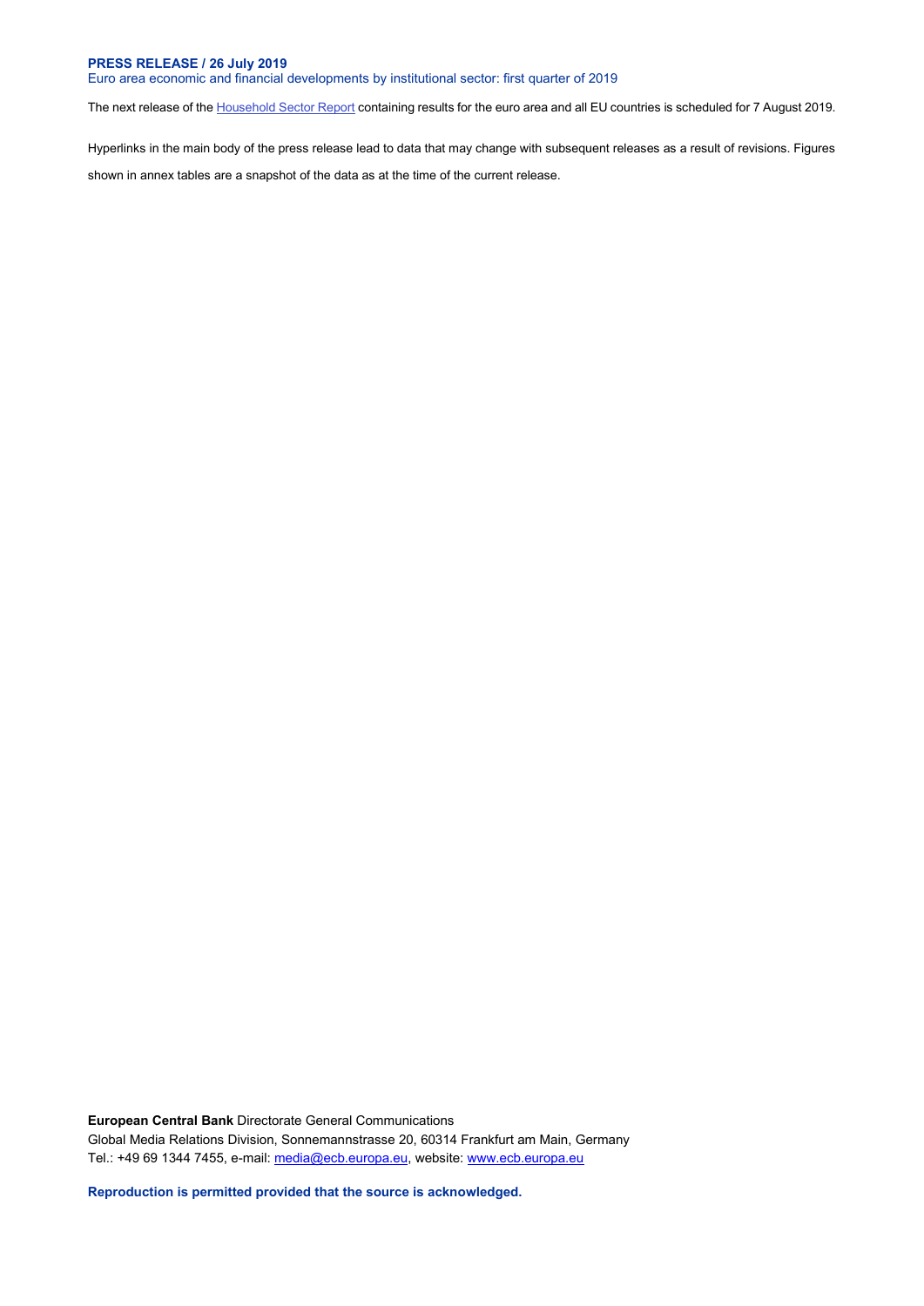The next release of the [Household Sector Report](Household Sector Report) containing results for the euro area and all EU countries is scheduled for 7 August 2019.

Hyperlinks in the main body of the press release lead to data that may change with subsequent releases as a result of revisions. Figures shown in annex tables are a snapshot of the data as at the time of the current release.

**European Central Bank** Directorate General Communications
Global Media Relations Division, Sonnemannstrasse 20, 60314 Frankfurt am Main, Germany
Tel.: +49 69 1344 7455, e-mail: media@ecb.europa.eu, website: www.ecb.europa.eu

**Reproduction is permitted provided that the source is acknowledged.**